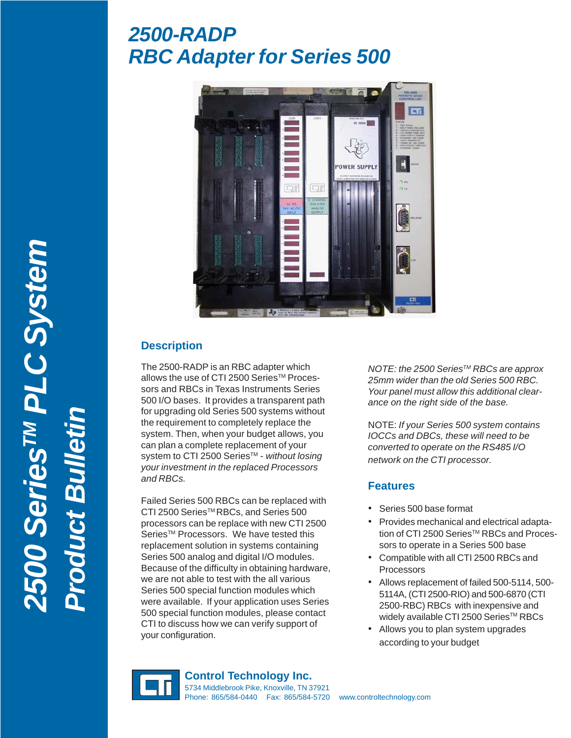# 2500-RADP
# RBC Adapter for Series 500

2500 Series™ PLC System Product Bulletin

## Description

The 2500-RADP is an RBC adapter which allows the use of CTI 2500 Series™ Processors and RBCs in Texas Instruments Series 500 I/O bases. It provides a transparent path for upgrading old Series 500 systems without the requirement to completely replace the system. Then, when your budget allows, you can plan a complete replacement of your system to CTI 2500 Series™ - *without losing your investment in the replaced Processors and RBCs.*

Failed Series 500 RBCs can be replaced with CTI 2500 Series™ RBCs, and Series 500 processors can be replace with new CTI 2500 Series™ Processors. We have tested this replacement solution in systems containing Series 500 analog and digital I/O modules. Because of the difficulty in obtaining hardware, we are not able to test with the all various Series 500 special function modules which were available. If your application uses Series 500 special function modules, please contact CTI to discuss how we can verify support of your configuration.

*NOTE: the 2500 Series™ RBCs are approx 25mm wider than the old Series 500 RBC. Your panel must allow this additional clearance on the right side of the base.*

NOTE: *If your Series 500 system contains IOCCs and DBCs, these will need to be converted to operate on the RS485 I/O network on the CTI processor.*

## Features

- Series 500 base format
- Provides mechanical and electrical adaptation of CTI 2500 Series™ RBCs and Processors to operate in a Series 500 base
- Compatible with all CTI 2500 RBCs and Processors
- Allows replacement of failed 500-5114, 500-5114A, (CTI 2500-RIO) and 500-6870 (CTI 2500-RBC) RBCs with inexpensive and widely available CTI 2500 Series™ RBCs
- Allows you to plan system upgrades according to your budget

**Control Technology Inc.**
5734 Middlebrook Pike, Knoxville, TN 37921
Phone: 865/584-0440 Fax: 865/584-5720 www.controltechnology.com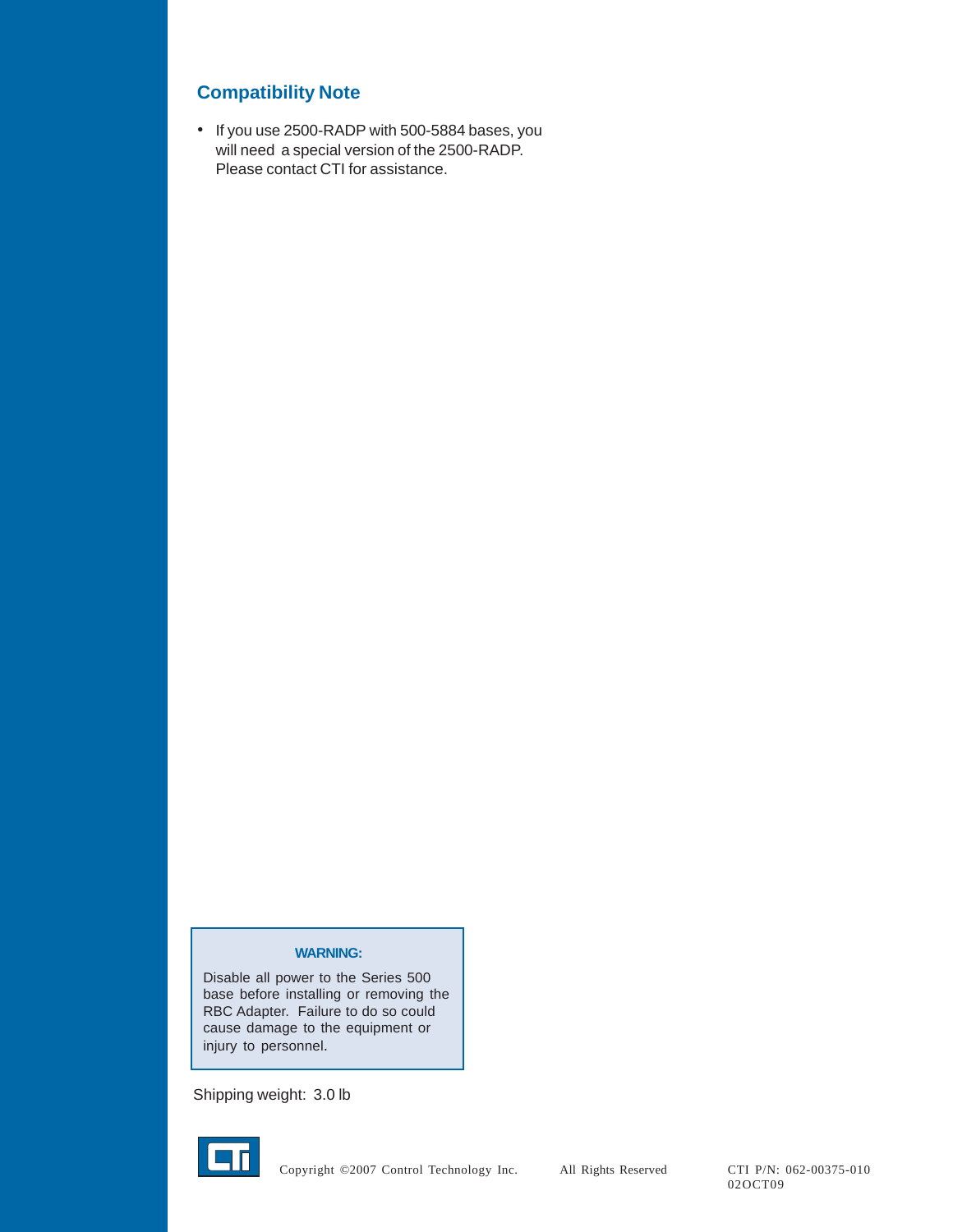## Compatibility Note

- If you use 2500-RADP with 500-5884 bases, you will need a special version of the 2500-RADP. Please contact CTI for assistance.

**WARNING:**

Disable all power to the Series 500 base before installing or removing the RBC Adapter. Failure to do so could cause damage to the equipment or injury to personnel.

Shipping weight: 3.0 lb

Copyright ©2007 Control Technology Inc. All Rights Reserved

CTI P/N: 062-00375-010
02OCT09